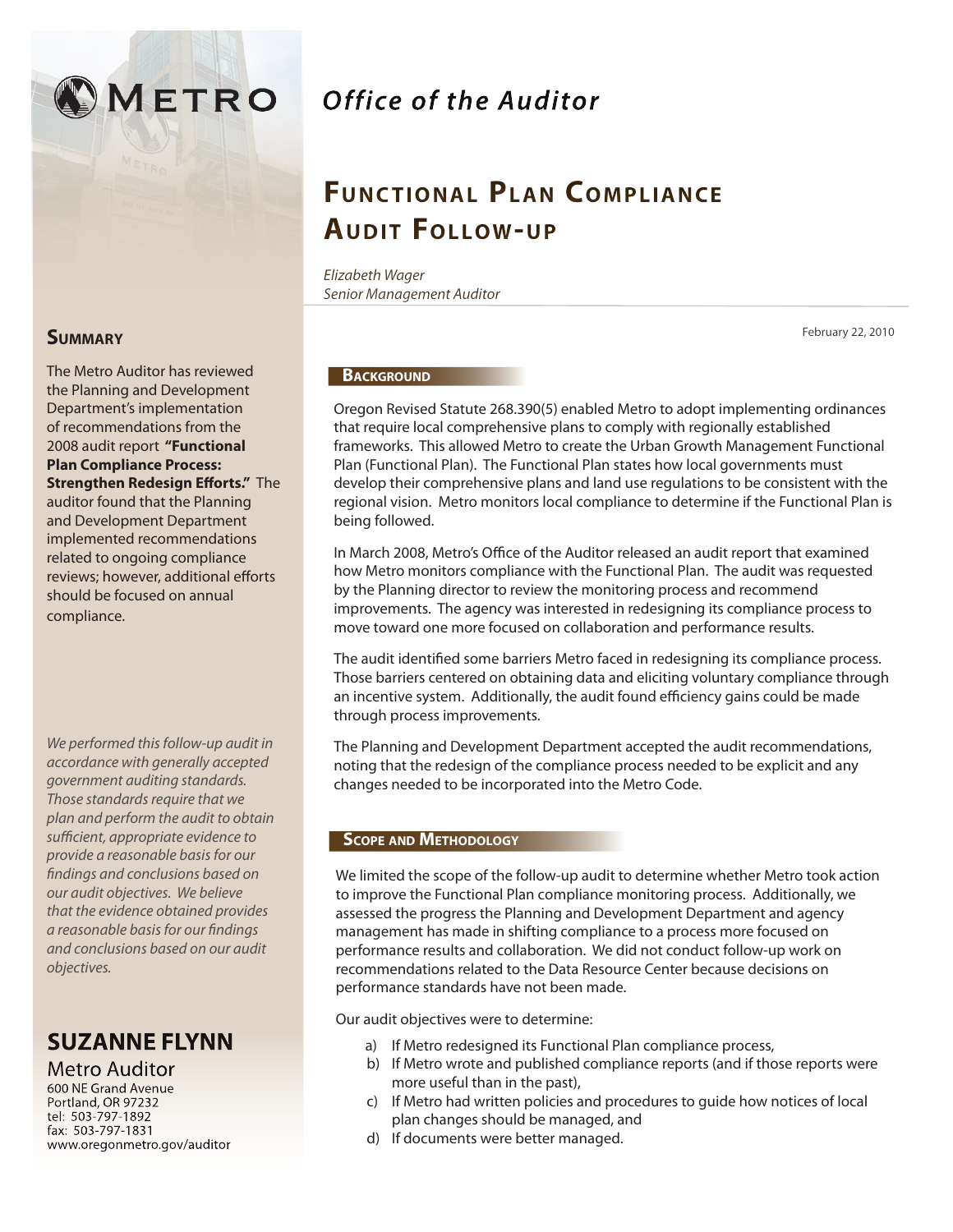# METRO

## Office of the Auditor

# Functional Plan Compliance Audit Follow-up

*Elizabeth Wager*
*Senior Management Auditor*

February 22, 2010

## Summary

The Metro Auditor has reviewed the Planning and Development Department's implementation of recommendations from the 2008 audit report **"Functional Plan Compliance Process: Strengthen Redesign Efforts."** The auditor found that the Planning and Development Department implemented recommendations related to ongoing compliance reviews; however, additional efforts should be focused on annual compliance.

*We performed this follow-up audit in accordance with generally accepted government auditing standards. Those standards require that we plan and perform the audit to obtain sufficient, appropriate evidence to provide a reasonable basis for our findings and conclusions based on our audit objectives. We believe that the evidence obtained provides a reasonable basis for our findings and conclusions based on our audit objectives.*

**SUZANNE FLYNN**
Metro Auditor
600 NE Grand Avenue
Portland, OR 97232
tel: 503-797-1892
fax: 503-797-1831
www.oregonmetro.gov/auditor

## Background

Oregon Revised Statute 268.390(5) enabled Metro to adopt implementing ordinances that require local comprehensive plans to comply with regionally established frameworks. This allowed Metro to create the Urban Growth Management Functional Plan (Functional Plan). The Functional Plan states how local governments must develop their comprehensive plans and land use regulations to be consistent with the regional vision. Metro monitors local compliance to determine if the Functional Plan is being followed.

In March 2008, Metro's Office of the Auditor released an audit report that examined how Metro monitors compliance with the Functional Plan. The audit was requested by the Planning director to review the monitoring process and recommend improvements. The agency was interested in redesigning its compliance process to move toward one more focused on collaboration and performance results.

The audit identified some barriers Metro faced in redesigning its compliance process. Those barriers centered on obtaining data and eliciting voluntary compliance through an incentive system. Additionally, the audit found efficiency gains could be made through process improvements.

The Planning and Development Department accepted the audit recommendations, noting that the redesign of the compliance process needed to be explicit and any changes needed to be incorporated into the Metro Code.

## Scope and Methodology

We limited the scope of the follow-up audit to determine whether Metro took action to improve the Functional Plan compliance monitoring process. Additionally, we assessed the progress the Planning and Development Department and agency management has made in shifting compliance to a process more focused on performance results and collaboration. We did not conduct follow-up work on recommendations related to the Data Resource Center because decisions on performance standards have not been made.

Our audit objectives were to determine:

a) If Metro redesigned its Functional Plan compliance process,
b) If Metro wrote and published compliance reports (and if those reports were more useful than in the past),
c) If Metro had written policies and procedures to guide how notices of local plan changes should be managed, and
d) If documents were better managed.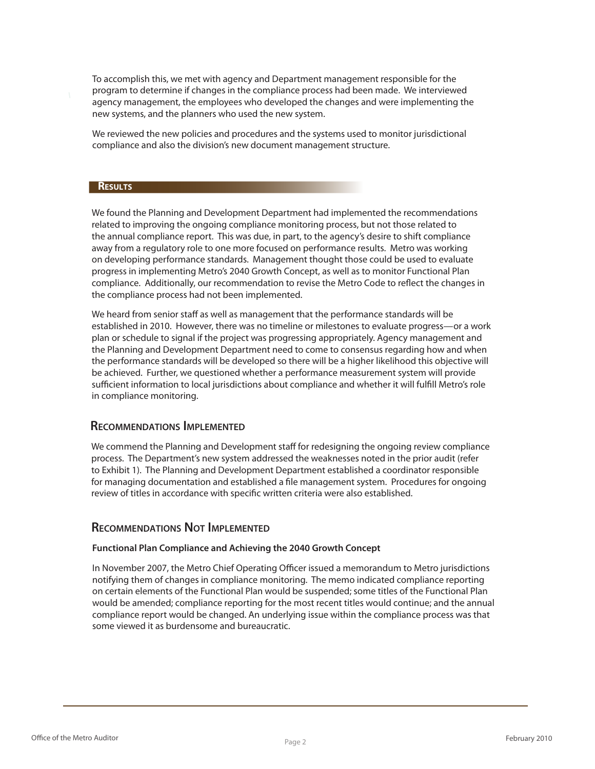To accomplish this, we met with agency and Department management responsible for the program to determine if changes in the compliance process had been made. We interviewed agency management, the employees who developed the changes and were implementing the new systems, and the planners who used the new system.

We reviewed the new policies and procedures and the systems used to monitor jurisdictional compliance and also the division's new document management structure.

## Results

We found the Planning and Development Department had implemented the recommendations related to improving the ongoing compliance monitoring process, but not those related to the annual compliance report. This was due, in part, to the agency's desire to shift compliance away from a regulatory role to one more focused on performance results. Metro was working on developing performance standards. Management thought those could be used to evaluate progress in implementing Metro's 2040 Growth Concept, as well as to monitor Functional Plan compliance. Additionally, our recommendation to revise the Metro Code to reflect the changes in the compliance process had not been implemented.

We heard from senior staff as well as management that the performance standards will be established in 2010. However, there was no timeline or milestones to evaluate progress—or a work plan or schedule to signal if the project was progressing appropriately. Agency management and the Planning and Development Department need to come to consensus regarding how and when the performance standards will be developed so there will be a higher likelihood this objective will be achieved. Further, we questioned whether a performance measurement system will provide sufficient information to local jurisdictions about compliance and whether it will fulfill Metro's role in compliance monitoring.

## Recommendations Implemented

We commend the Planning and Development staff for redesigning the ongoing review compliance process. The Department's new system addressed the weaknesses noted in the prior audit (refer to Exhibit 1). The Planning and Development Department established a coordinator responsible for managing documentation and established a file management system. Procedures for ongoing review of titles in accordance with specific written criteria were also established.

## Recommendations Not Implemented

### Functional Plan Compliance and Achieving the 2040 Growth Concept

In November 2007, the Metro Chief Operating Officer issued a memorandum to Metro jurisdictions notifying them of changes in compliance monitoring. The memo indicated compliance reporting on certain elements of the Functional Plan would be suspended; some titles of the Functional Plan would be amended; compliance reporting for the most recent titles would continue; and the annual compliance report would be changed. An underlying issue within the compliance process was that some viewed it as burdensome and bureaucratic.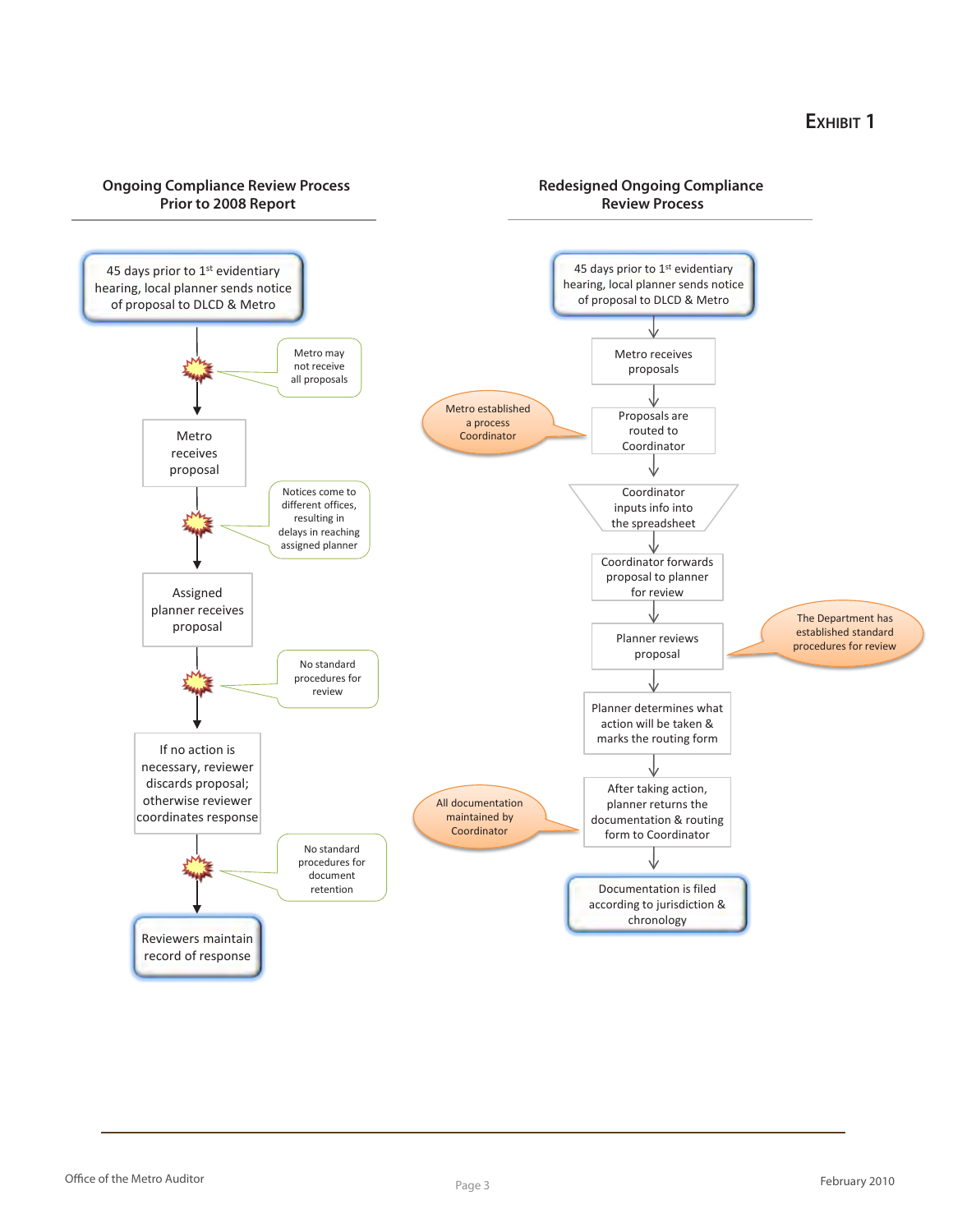# Exhibit 1

## Ongoing Compliance Review Process Prior to 2008 Report

45 days prior to 1st evidentiary hearing, local planner sends notice of proposal to DLCD & Metro

Metro may not receive all proposals

Metro receives proposal

Notices come to different offices, resulting in delays in reaching assigned planner

Assigned planner receives proposal

No standard procedures for review

If no action is necessary, reviewer discards proposal; otherwise reviewer coordinates response

No standard procedures for document retention

Reviewers maintain record of response

## Redesigned Ongoing Compliance Review Process

45 days prior to 1st evidentiary hearing, local planner sends notice of proposal to DLCD & Metro

Metro receives proposals

Proposals are routed to Coordinator

Metro established a process Coordinator

Coordinator inputs info into the spreadsheet

Coordinator forwards proposal to planner for review

Planner reviews proposal

The Department has established standard procedures for review

Planner determines what action will be taken & marks the routing form

After taking action, planner returns the documentation & routing form to Coordinator

All documentation maintained by Coordinator

Documentation is filed according to jurisdiction & chronology

Office of the Metro Auditor

February 2010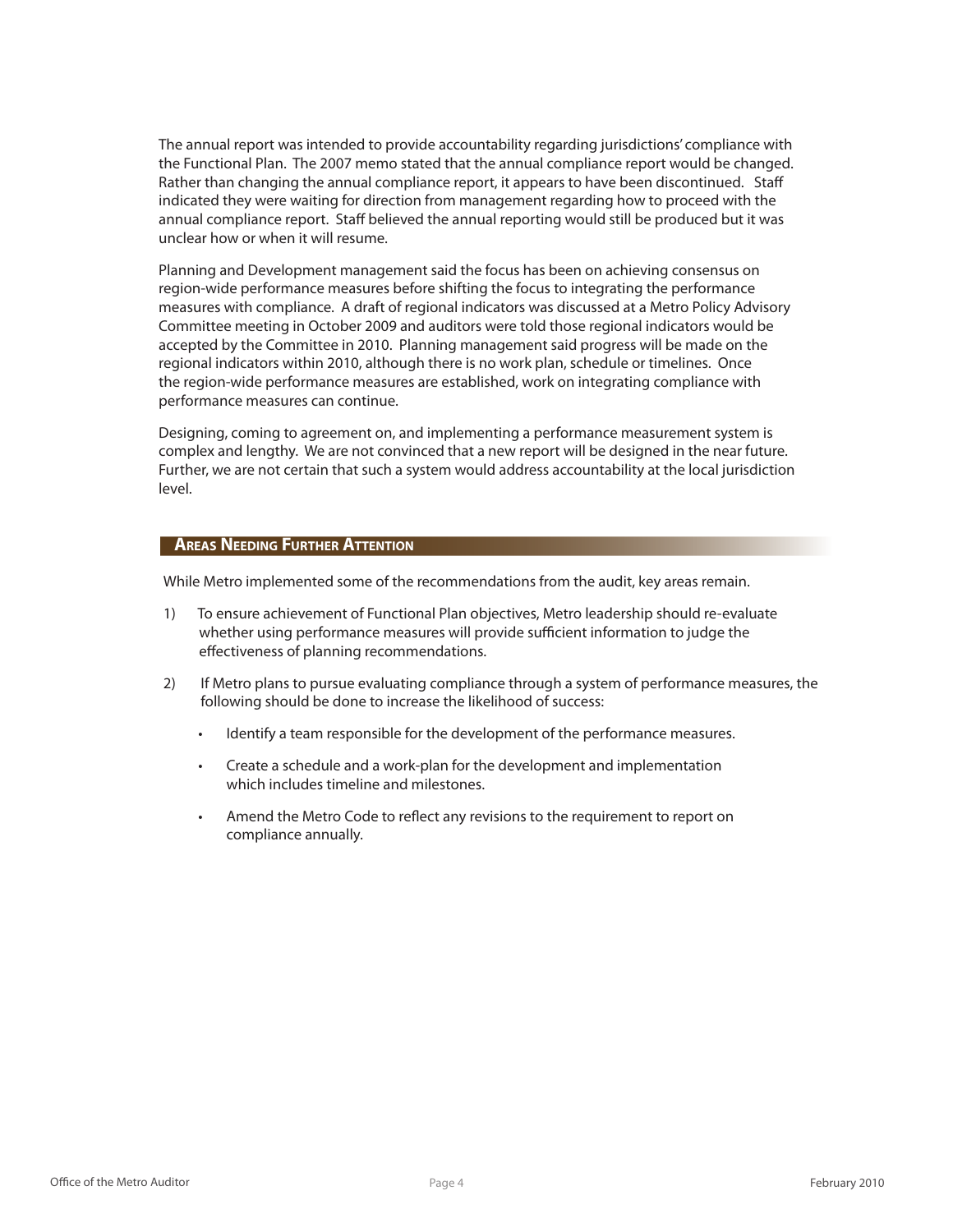The annual report was intended to provide accountability regarding jurisdictions' compliance with the Functional Plan. The 2007 memo stated that the annual compliance report would be changed. Rather than changing the annual compliance report, it appears to have been discontinued. Staff indicated they were waiting for direction from management regarding how to proceed with the annual compliance report. Staff believed the annual reporting would still be produced but it was unclear how or when it will resume.

Planning and Development management said the focus has been on achieving consensus on region-wide performance measures before shifting the focus to integrating the performance measures with compliance. A draft of regional indicators was discussed at a Metro Policy Advisory Committee meeting in October 2009 and auditors were told those regional indicators would be accepted by the Committee in 2010. Planning management said progress will be made on the regional indicators within 2010, although there is no work plan, schedule or timelines. Once the region-wide performance measures are established, work on integrating compliance with performance measures can continue.

Designing, coming to agreement on, and implementing a performance measurement system is complex and lengthy. We are not convinced that a new report will be designed in the near future. Further, we are not certain that such a system would address accountability at the local jurisdiction level.

## Areas Needing Further Attention

While Metro implemented some of the recommendations from the audit, key areas remain.

1) To ensure achievement of Functional Plan objectives, Metro leadership should re-evaluate whether using performance measures will provide sufficient information to judge the effectiveness of planning recommendations.

2) If Metro plans to pursue evaluating compliance through a system of performance measures, the following should be done to increase the likelihood of success:

   - Identify a team responsible for the development of the performance measures.
   - Create a schedule and a work-plan for the development and implementation which includes timeline and milestones.
   - Amend the Metro Code to reflect any revisions to the requirement to report on compliance annually.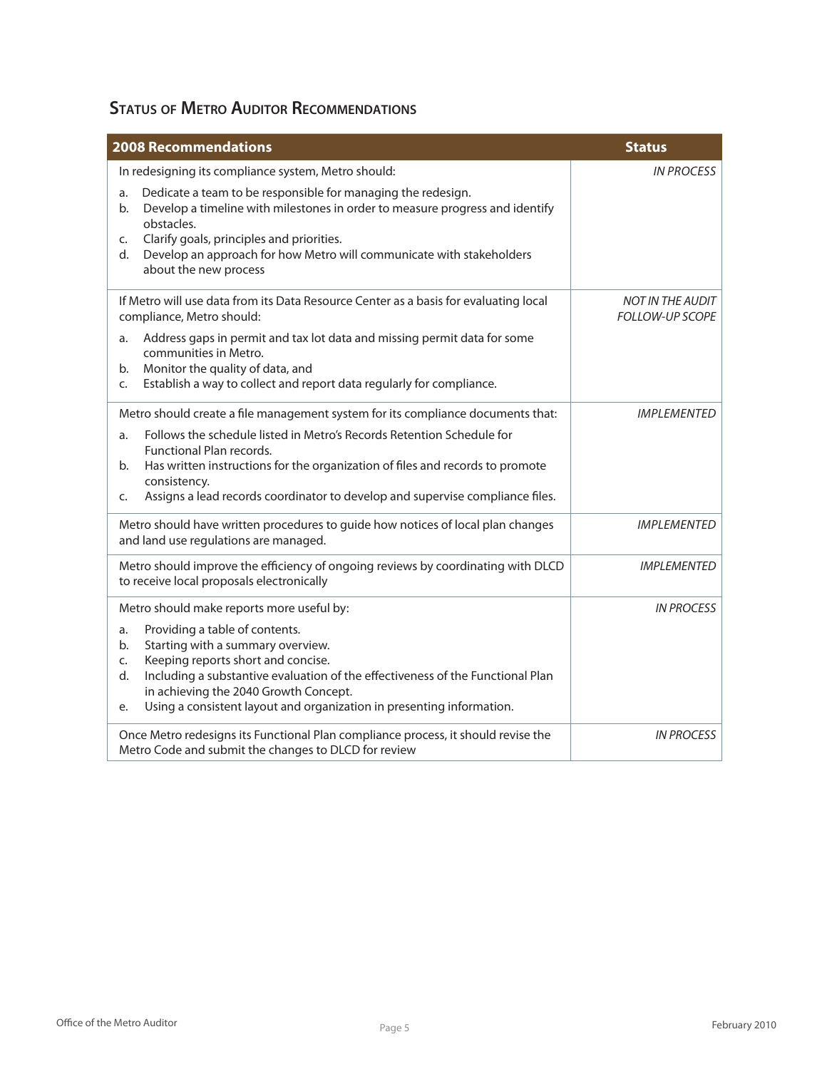## Status of Metro Auditor Recommendations

| 2008 Recommendations | Status |
| --- | --- |
| In redesigning its compliance system, Metro should:<br>a. Dedicate a team to be responsible for managing the redesign.<br>b. Develop a timeline with milestones in order to measure progress and identify obstacles.<br>c. Clarify goals, principles and priorities.<br>d. Develop an approach for how Metro will communicate with stakeholders about the new process | *IN PROCESS* |
| If Metro will use data from its Data Resource Center as a basis for evaluating local compliance, Metro should:<br>a. Address gaps in permit and tax lot data and missing permit data for some communities in Metro.<br>b. Monitor the quality of data, and<br>c. Establish a way to collect and report data regularly for compliance. | *NOT IN THE AUDIT FOLLOW-UP SCOPE* |
| Metro should create a file management system for its compliance documents that:<br>a. Follows the schedule listed in Metro's Records Retention Schedule for Functional Plan records.<br>b. Has written instructions for the organization of files and records to promote consistency.<br>c. Assigns a lead records coordinator to develop and supervise compliance files. | *IMPLEMENTED* |
| Metro should have written procedures to guide how notices of local plan changes and land use regulations are managed. | *IMPLEMENTED* |
| Metro should improve the efficiency of ongoing reviews by coordinating with DLCD to receive local proposals electronically | *IMPLEMENTED* |
| Metro should make reports more useful by:<br>a. Providing a table of contents.<br>b. Starting with a summary overview.<br>c. Keeping reports short and concise.<br>d. Including a substantive evaluation of the effectiveness of the Functional Plan in achieving the 2040 Growth Concept.<br>e. Using a consistent layout and organization in presenting information. | *IN PROCESS* |
| Once Metro redesigns its Functional Plan compliance process, it should revise the Metro Code and submit the changes to DLCD for review | *IN PROCESS* |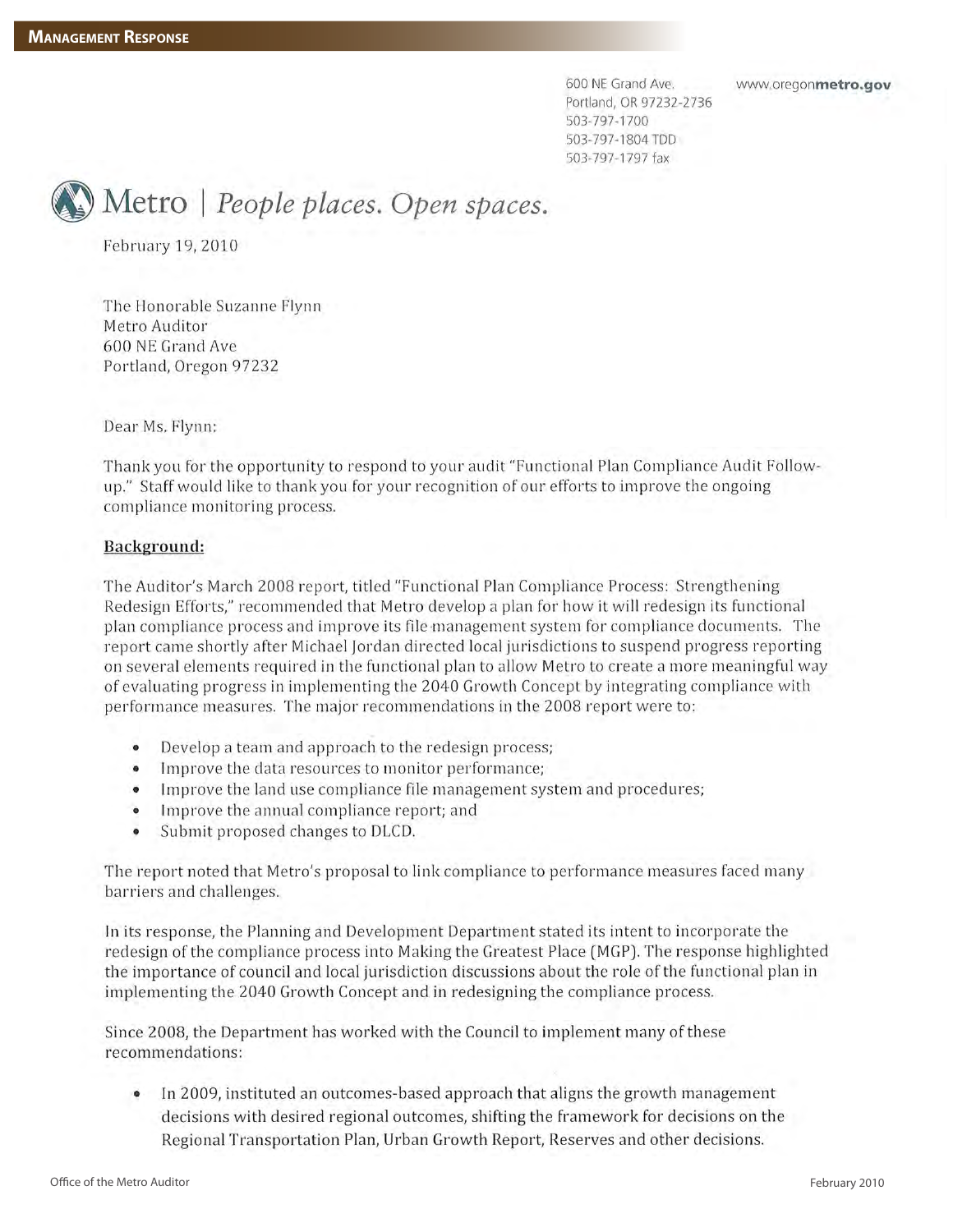600 NE Grand Ave.
Portland, OR 97232-2736
503-797-1700
503-797-1804 TDD
503-797-1797 fax

www.oregonmetro.gov

Metro | *People places. Open spaces.*

February 19, 2010

The Honorable Suzanne Flynn
Metro Auditor
600 NE Grand Ave
Portland, Oregon 97232

Dear Ms. Flynn:

Thank you for the opportunity to respond to your audit "Functional Plan Compliance Audit Follow-up." Staff would like to thank you for your recognition of our efforts to improve the ongoing compliance monitoring process.

**Background:**

The Auditor's March 2008 report, titled "Functional Plan Compliance Process: Strengthening Redesign Efforts," recommended that Metro develop a plan for how it will redesign its functional plan compliance process and improve its file management system for compliance documents. The report came shortly after Michael Jordan directed local jurisdictions to suspend progress reporting on several elements required in the functional plan to allow Metro to create a more meaningful way of evaluating progress in implementing the 2040 Growth Concept by integrating compliance with performance measures. The major recommendations in the 2008 report were to:

- Develop a team and approach to the redesign process;
- Improve the data resources to monitor performance;
- Improve the land use compliance file management system and procedures;
- Improve the annual compliance report; and
- Submit proposed changes to DLCD.

The report noted that Metro's proposal to link compliance to performance measures faced many barriers and challenges.

In its response, the Planning and Development Department stated its intent to incorporate the redesign of the compliance process into Making the Greatest Place (MGP). The response highlighted the importance of council and local jurisdiction discussions about the role of the functional plan in implementing the 2040 Growth Concept and in redesigning the compliance process.

Since 2008, the Department has worked with the Council to implement many of these recommendations:

- In 2009, instituted an outcomes-based approach that aligns the growth management decisions with desired regional outcomes, shifting the framework for decisions on the Regional Transportation Plan, Urban Growth Report, Reserves and other decisions.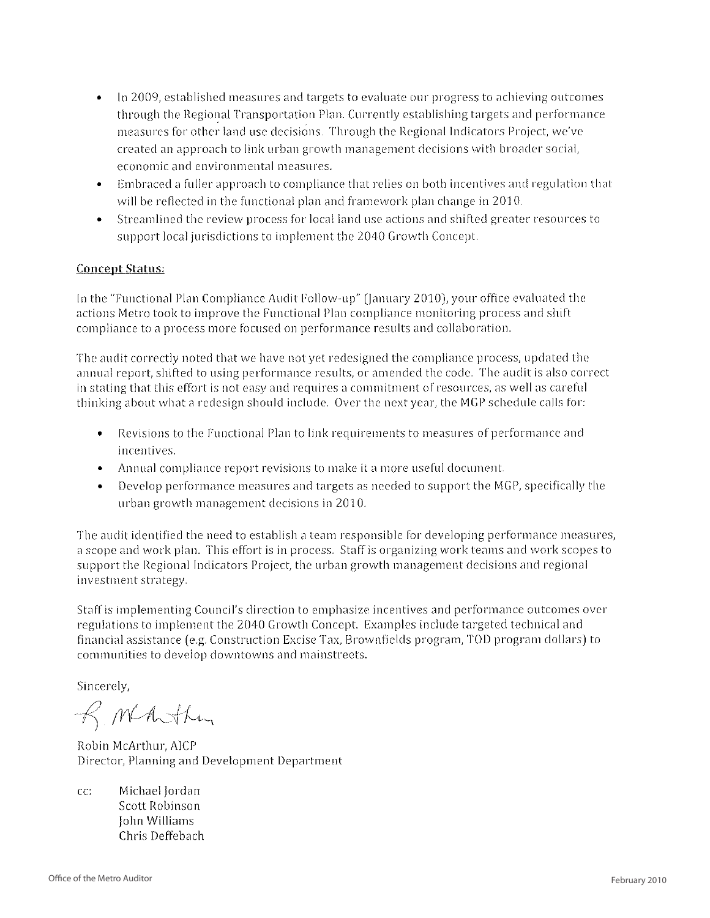- In 2009, established measures and targets to evaluate our progress to achieving outcomes through the Regional Transportation Plan. Currently establishing targets and performance measures for other land use decisions. Through the Regional Indicators Project, we've created an approach to link urban growth management decisions with broader social, economic and environmental measures.
- Embraced a fuller approach to compliance that relies on both incentives and regulation that will be reflected in the functional plan and framework plan change in 2010.
- Streamlined the review process for local land use actions and shifted greater resources to support local jurisdictions to implement the 2040 Growth Concept.

**Concept Status:**

In the "Functional Plan Compliance Audit Follow-up" (January 2010), your office evaluated the actions Metro took to improve the Functional Plan compliance monitoring process and shift compliance to a process more focused on performance results and collaboration.

The audit correctly noted that we have not yet redesigned the compliance process, updated the annual report, shifted to using performance results, or amended the code. The audit is also correct in stating that this effort is not easy and requires a commitment of resources, as well as careful thinking about what a redesign should include. Over the next year, the MGP schedule calls for:

- Revisions to the Functional Plan to link requirements to measures of performance and incentives.
- Annual compliance report revisions to make it a more useful document.
- Develop performance measures and targets as needed to support the MGP, specifically the urban growth management decisions in 2010.

The audit identified the need to establish a team responsible for developing performance measures, a scope and work plan. This effort is in process. Staff is organizing work teams and work scopes to support the Regional Indicators Project, the urban growth management decisions and regional investment strategy.

Staff is implementing Council's direction to emphasize incentives and performance outcomes over regulations to implement the 2040 Growth Concept. Examples include targeted technical and financial assistance (e.g. Construction Excise Tax, Brownfields program, TOD program dollars) to communities to develop downtowns and mainstreets.

Sincerely,

R. McArthur

Robin McArthur, AICP
Director, Planning and Development Department

cc: Michael Jordan
Scott Robinson
John Williams
Chris Deffebach